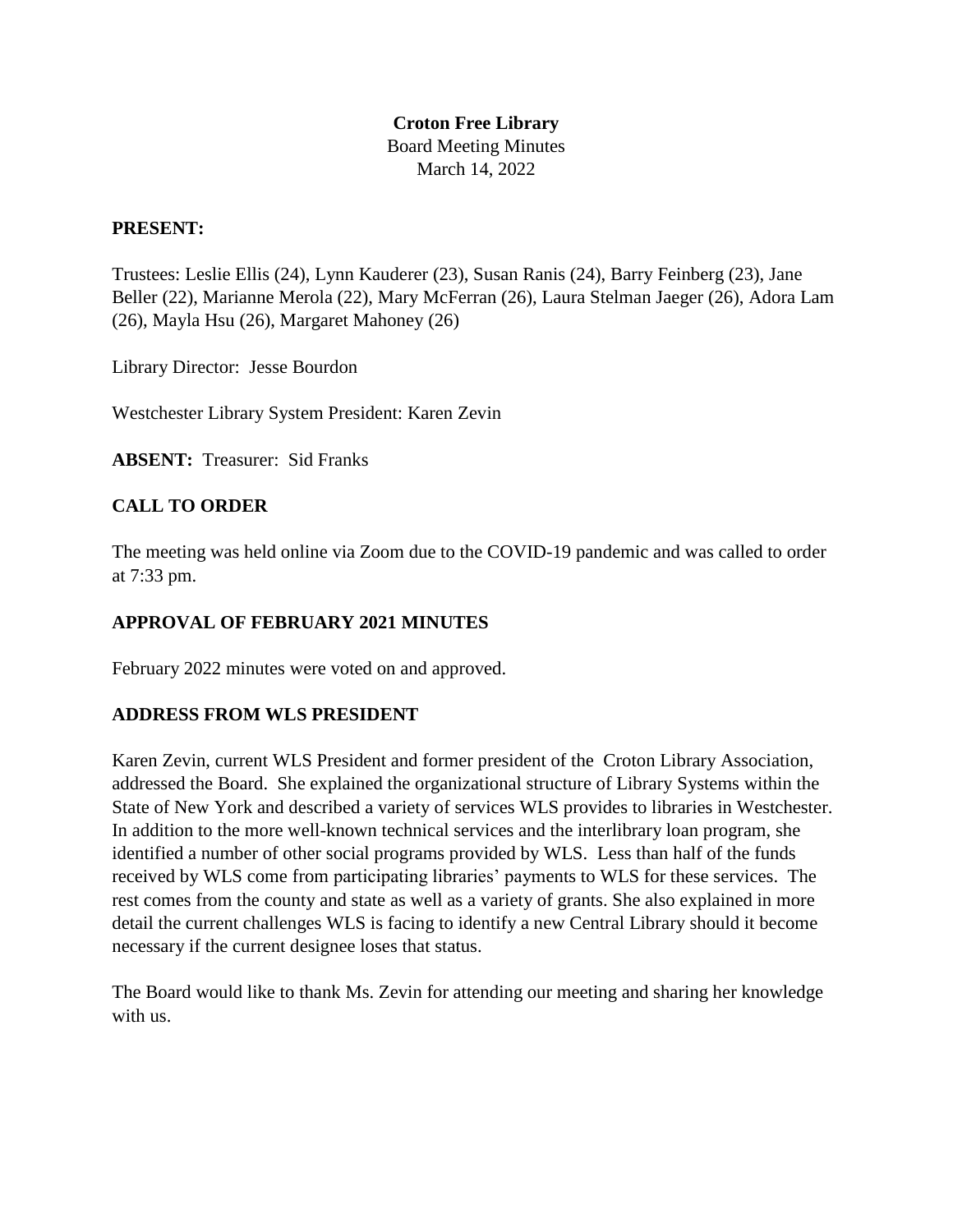**Croton Free Library**

Board Meeting Minutes

March 14, 2022

**PRESENT:**

Trustees: Leslie Ellis (24), Lynn Kauderer (23), Susan Ranis (24), Barry Feinberg (23), Jane Beller (22), Marianne Merola (22), Mary McFerran (26), Laura Stelman Jaeger (26), Adora Lam (26), Mayla Hsu (26), Margaret Mahoney (26)

Library Director: Jesse Bourdon

Westchester Library System President: Karen Zevin

**ABSENT:** Treasurer: Sid Franks

## CALL TO ORDER

The meeting was held online via Zoom due to the COVID-19 pandemic and was called to order at 7:33 pm.

## APPROVAL OF FEBRUARY 2021 MINUTES

February 2022 minutes were voted on and approved.

## ADDRESS FROM WLS PRESIDENT

Karen Zevin, current WLS President and former president of the Croton Library Association, addressed the Board. She explained the organizational structure of Library Systems within the State of New York and described a variety of services WLS provides to libraries in Westchester. In addition to the more well-known technical services and the interlibrary loan program, she identified a number of other social programs provided by WLS. Less than half of the funds received by WLS come from participating libraries' payments to WLS for these services. The rest comes from the county and state as well as a variety of grants. She also explained in more detail the current challenges WLS is facing to identify a new Central Library should it become necessary if the current designee loses that status.

The Board would like to thank Ms. Zevin for attending our meeting and sharing her knowledge with us.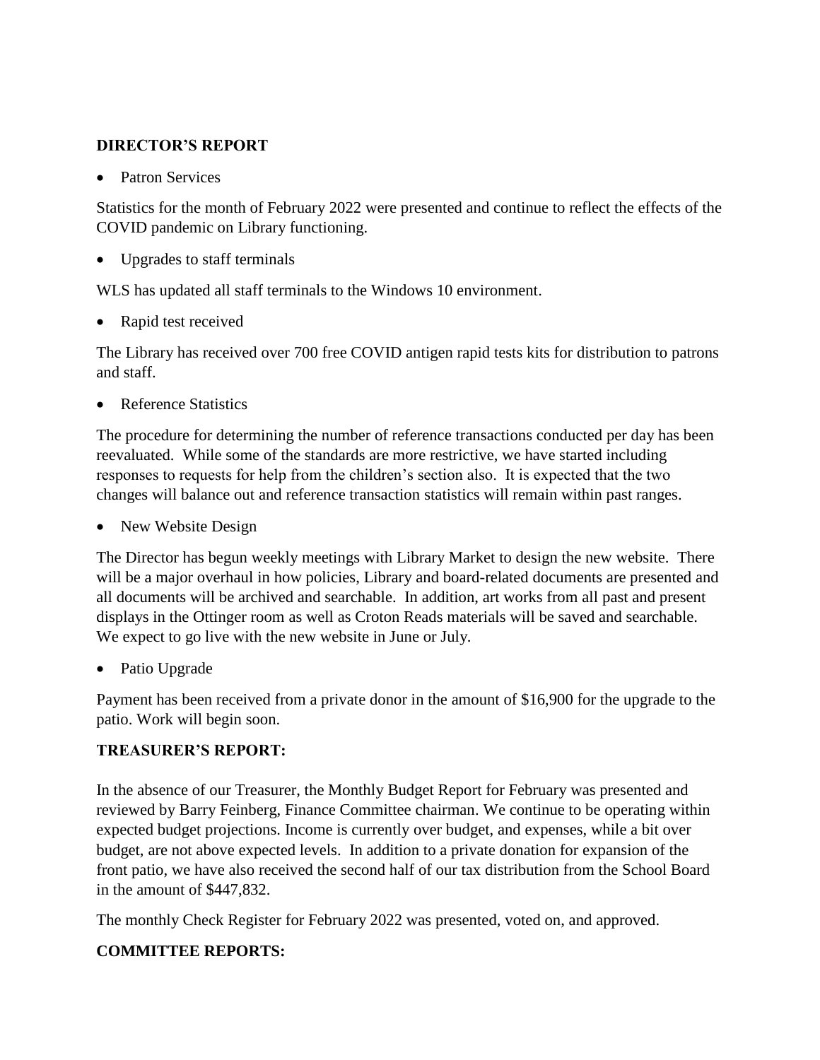## DIRECTOR'S REPORT

- Patron Services

Statistics for the month of February 2022 were presented and continue to reflect the effects of the COVID pandemic on Library functioning.

- Upgrades to staff terminals

WLS has updated all staff terminals to the Windows 10 environment.

- Rapid test received

The Library has received over 700 free COVID antigen rapid tests kits for distribution to patrons and staff.

- Reference Statistics

The procedure for determining the number of reference transactions conducted per day has been reevaluated. While some of the standards are more restrictive, we have started including responses to requests for help from the children's section also. It is expected that the two changes will balance out and reference transaction statistics will remain within past ranges.

- New Website Design

The Director has begun weekly meetings with Library Market to design the new website. There will be a major overhaul in how policies, Library and board-related documents are presented and all documents will be archived and searchable. In addition, art works from all past and present displays in the Ottinger room as well as Croton Reads materials will be saved and searchable. We expect to go live with the new website in June or July.

- Patio Upgrade

Payment has been received from a private donor in the amount of $16,900 for the upgrade to the patio. Work will begin soon.

## TREASURER'S REPORT:

In the absence of our Treasurer, the Monthly Budget Report for February was presented and reviewed by Barry Feinberg, Finance Committee chairman. We continue to be operating within expected budget projections. Income is currently over budget, and expenses, while a bit over budget, are not above expected levels. In addition to a private donation for expansion of the front patio, we have also received the second half of our tax distribution from the School Board in the amount of $447,832.

The monthly Check Register for February 2022 was presented, voted on, and approved.

## COMMITTEE REPORTS: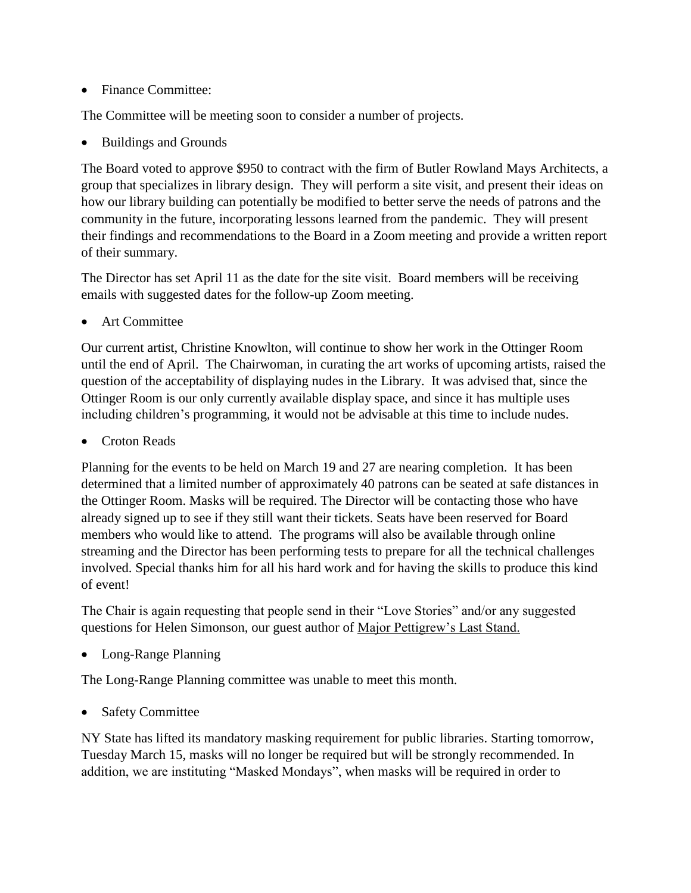- Finance Committee:

The Committee will be meeting soon to consider a number of projects.

- Buildings and Grounds

The Board voted to approve $950 to contract with the firm of Butler Rowland Mays Architects, a group that specializes in library design. They will perform a site visit, and present their ideas on how our library building can potentially be modified to better serve the needs of patrons and the community in the future, incorporating lessons learned from the pandemic. They will present their findings and recommendations to the Board in a Zoom meeting and provide a written report of their summary.

The Director has set April 11 as the date for the site visit. Board members will be receiving emails with suggested dates for the follow-up Zoom meeting.

- Art Committee

Our current artist, Christine Knowlton, will continue to show her work in the Ottinger Room until the end of April. The Chairwoman, in curating the art works of upcoming artists, raised the question of the acceptability of displaying nudes in the Library. It was advised that, since the Ottinger Room is our only currently available display space, and since it has multiple uses including children's programming, it would not be advisable at this time to include nudes.

- Croton Reads

Planning for the events to be held on March 19 and 27 are nearing completion. It has been determined that a limited number of approximately 40 patrons can be seated at safe distances in the Ottinger Room. Masks will be required. The Director will be contacting those who have already signed up to see if they still want their tickets. Seats have been reserved for Board members who would like to attend. The programs will also be available through online streaming and the Director has been performing tests to prepare for all the technical challenges involved. Special thanks him for all his hard work and for having the skills to produce this kind of event!

The Chair is again requesting that people send in their "Love Stories" and/or any suggested questions for Helen Simonson, our guest author of Major Pettigrew's Last Stand.

- Long-Range Planning

The Long-Range Planning committee was unable to meet this month.

- Safety Committee

NY State has lifted its mandatory masking requirement for public libraries. Starting tomorrow, Tuesday March 15, masks will no longer be required but will be strongly recommended. In addition, we are instituting "Masked Mondays", when masks will be required in order to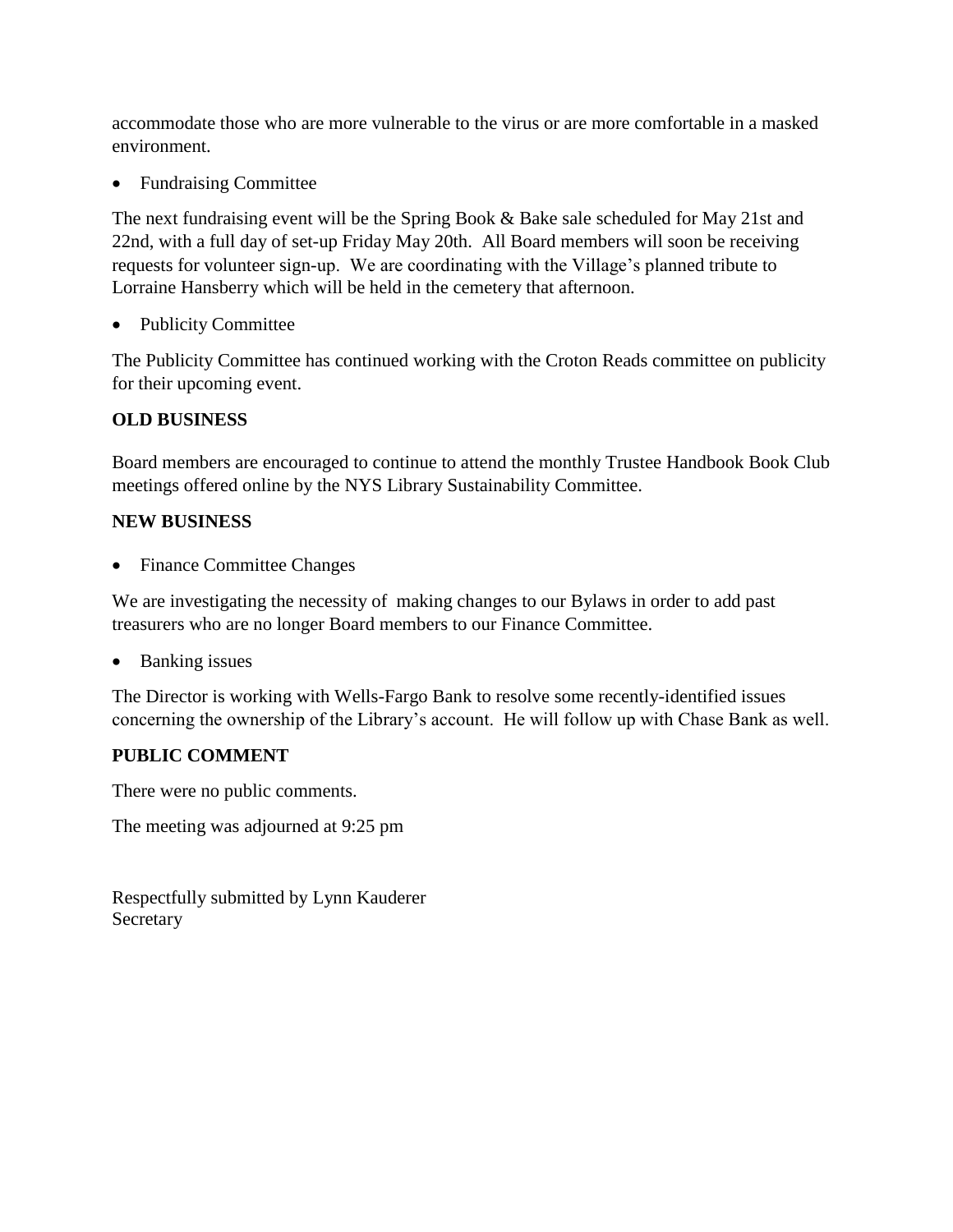accommodate those who are more vulnerable to the virus or are more comfortable in a masked environment.

- Fundraising Committee

The next fundraising event will be the Spring Book & Bake sale scheduled for May 21st and 22nd, with a full day of set-up Friday May 20th. All Board members will soon be receiving requests for volunteer sign-up. We are coordinating with the Village's planned tribute to Lorraine Hansberry which will be held in the cemetery that afternoon.

- Publicity Committee

The Publicity Committee has continued working with the Croton Reads committee on publicity for their upcoming event.

**OLD BUSINESS**

Board members are encouraged to continue to attend the monthly Trustee Handbook Book Club meetings offered online by the NYS Library Sustainability Committee.

**NEW BUSINESS**

- Finance Committee Changes

We are investigating the necessity of making changes to our Bylaws in order to add past treasurers who are no longer Board members to our Finance Committee.

- Banking issues

The Director is working with Wells-Fargo Bank to resolve some recently-identified issues concerning the ownership of the Library's account. He will follow up with Chase Bank as well.

**PUBLIC COMMENT**

There were no public comments.

The meeting was adjourned at 9:25 pm

Respectfully submitted by Lynn Kauderer
Secretary